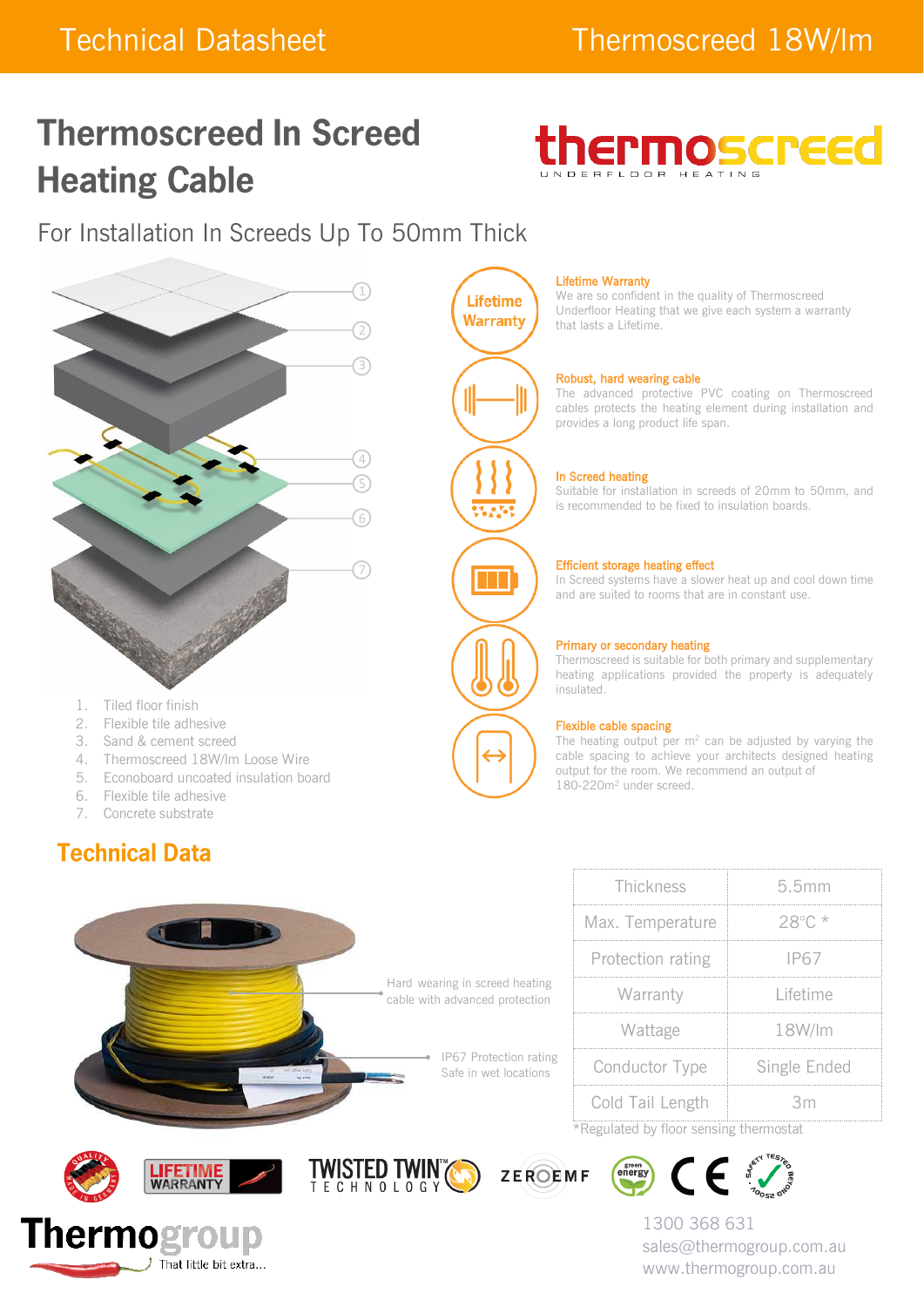# Thermoscreed In Screed Heating Cable

For Installation In Screeds Up To 50mm Thick

1. Tiled floor finish
2. Flexible tile adhesive
3. Sand & cement screed
4. Thermoscreed 18W/lm Loose Wire
5. Econoboard uncoated insulation board
6. Flexible tile adhesive
7. Concrete substrate

**Lifetime Warranty**
We are so confident in the quality of Thermoscreed Underfloor Heating that we give each system a warranty that lasts a Lifetime.

**Robust, hard wearing cable**
The advanced protective PVC coating on Thermoscreed cables protects the heating element during installation and provides a long product life span.

**In Screed heating**
Suitable for installation in screeds of 20mm to 50mm, and is recommended to be fixed to insulation boards.

**Efficient storage heating effect**
In Screed systems have a slower heat up and cool down time and are suited to rooms that are in constant use.

**Primary or secondary heating**
Thermoscreed is suitable for both primary and supplementary heating applications provided the property is adequately insulated.

**Flexible cable spacing**
The heating output per $m^2$ can be adjusted by varying the cable spacing to achieve your architects designed heating output for the room. We recommend an output of 180-220$m^2$ under screed.

## Technical Data

Hard wearing in screed heating cable with advanced protection

IP67 Protection rating
Safe in wet locations

| Thickness | 5.5mm |
|---|---|
| Max. Temperature | 28°C * |
| Protection rating | IP67 |
| Warranty | Lifetime |
| Wattage | 18W/lm |
| Conductor Type | Single Ended |
| Cold Tail Length | 3m |

*Regulated by floor sensing thermostat

1300 368 631
sales@thermogroup.com.au
www.thermogroup.com.au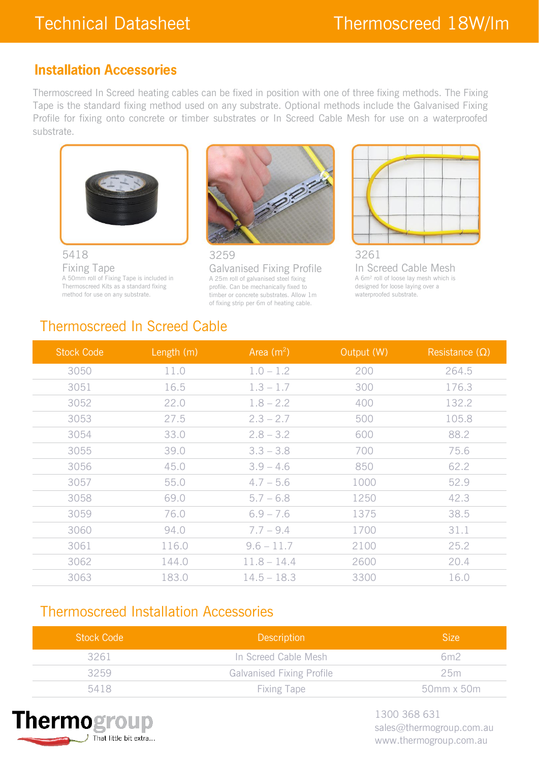## Installation Accessories

Thermoscreed In Screed heating cables can be fixed in position with one of three fixing methods. The Fixing Tape is the standard fixing method used on any substrate. Optional methods include the Galvanised Fixing Profile for fixing onto concrete or timber substrates or In Screed Cable Mesh for use on a waterproofed substrate.

5418
Fixing Tape
A 50mm roll of Fixing Tape is included in Thermoscreed Kits as a standard fixing method for use on any substrate.

3259
Galvanised Fixing Profile
A 25m roll of galvanised steel fixing profile. Can be mechanically fixed to timber or concrete substrates. Allow 1m of fixing strip per 6m of heating cable.

3261
In Screed Cable Mesh
A 6m² roll of loose lay mesh which is designed for loose laying over a waterproofed substrate.

## Thermoscreed In Screed Cable

| Stock Code | Length (m) | Area (m²) | Output (W) | Resistance (Ω) |
|---|---|---|---|---|
| 3050 | 11.0 | 1.0 – 1.2 | 200 | 264.5 |
| 3051 | 16.5 | 1.3 – 1.7 | 300 | 176.3 |
| 3052 | 22.0 | 1.8 – 2.2 | 400 | 132.2 |
| 3053 | 27.5 | 2.3 – 2.7 | 500 | 105.8 |
| 3054 | 33.0 | 2.8 – 3.2 | 600 | 88.2 |
| 3055 | 39.0 | 3.3 – 3.8 | 700 | 75.6 |
| 3056 | 45.0 | 3.9 – 4.6 | 850 | 62.2 |
| 3057 | 55.0 | 4.7 – 5.6 | 1000 | 52.9 |
| 3058 | 69.0 | 5.7 – 6.8 | 1250 | 42.3 |
| 3059 | 76.0 | 6.9 – 7.6 | 1375 | 38.5 |
| 3060 | 94.0 | 7.7 – 9.4 | 1700 | 31.1 |
| 3061 | 116.0 | 9.6 – 11.7 | 2100 | 25.2 |
| 3062 | 144.0 | 11.8 – 14.4 | 2600 | 20.4 |
| 3063 | 183.0 | 14.5 – 18.3 | 3300 | 16.0 |

## Thermoscreed Installation Accessories

| Stock Code | Description | Size |
|---|---|---|
| 3261 | In Screed Cable Mesh | 6m2 |
| 3259 | Galvanised Fixing Profile | 25m |
| 5418 | Fixing Tape | 50mm x 50m |

Thermogroup
That little bit extra...

1300 368 631
sales@thermogroup.com.au
www.thermogroup.com.au